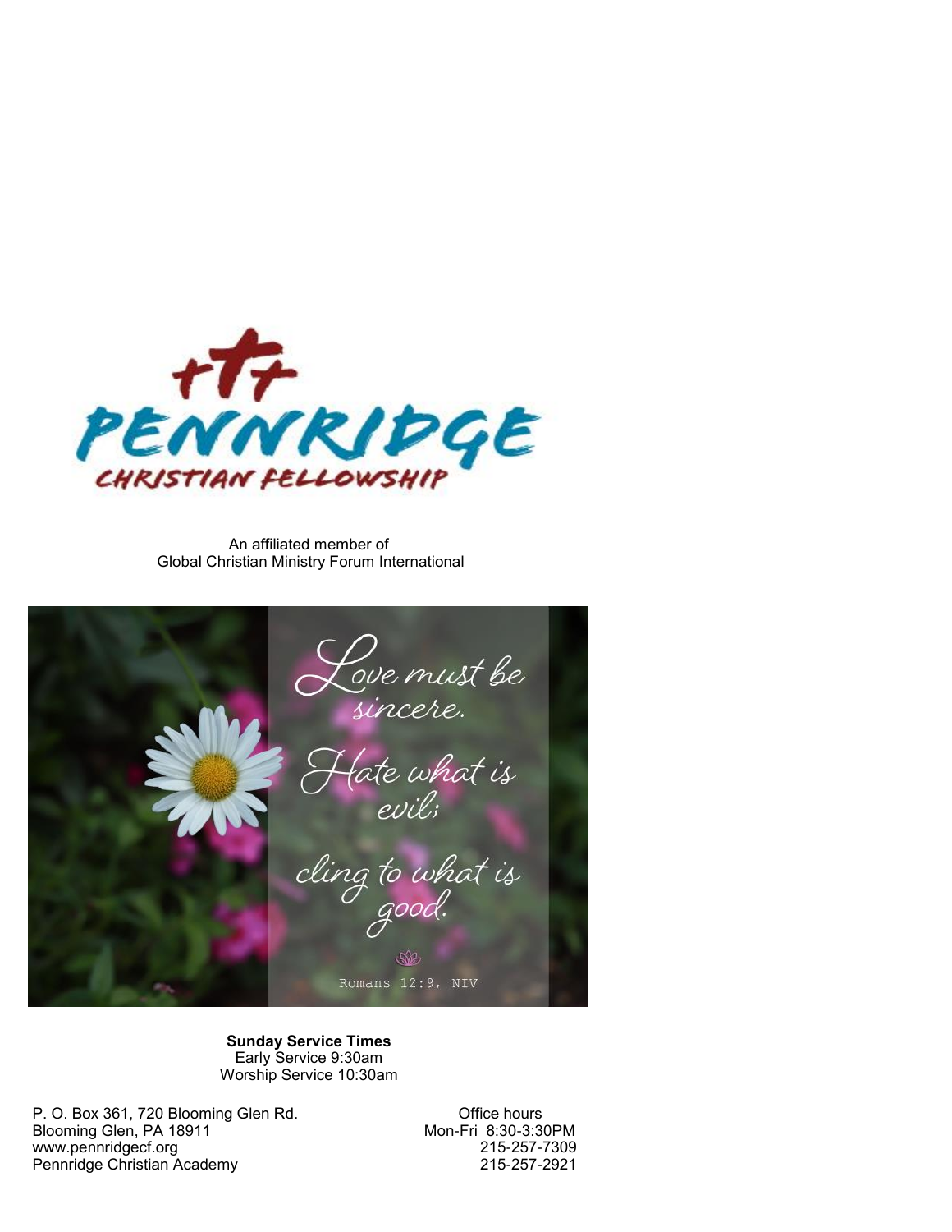# PENNRIDGE

## CHRISTIAN FELLOWSHIP

An affiliated member of
Global Christian Ministry Forum International

*Love must be sincere.*
*Hate what is evil;*
*cling to what is good.*

Romans 12:9, NIV

**Sunday Service Times**
Early Service 9:30am
Worship Service 10:30am

P. O. Box 361, 720 Blooming Glen Rd.
Blooming Glen, PA 18911
www.pennridgecf.org
Pennridge Christian Academy

Office hours
Mon-Fri 8:30-3:30PM
215-257-7309
215-257-2921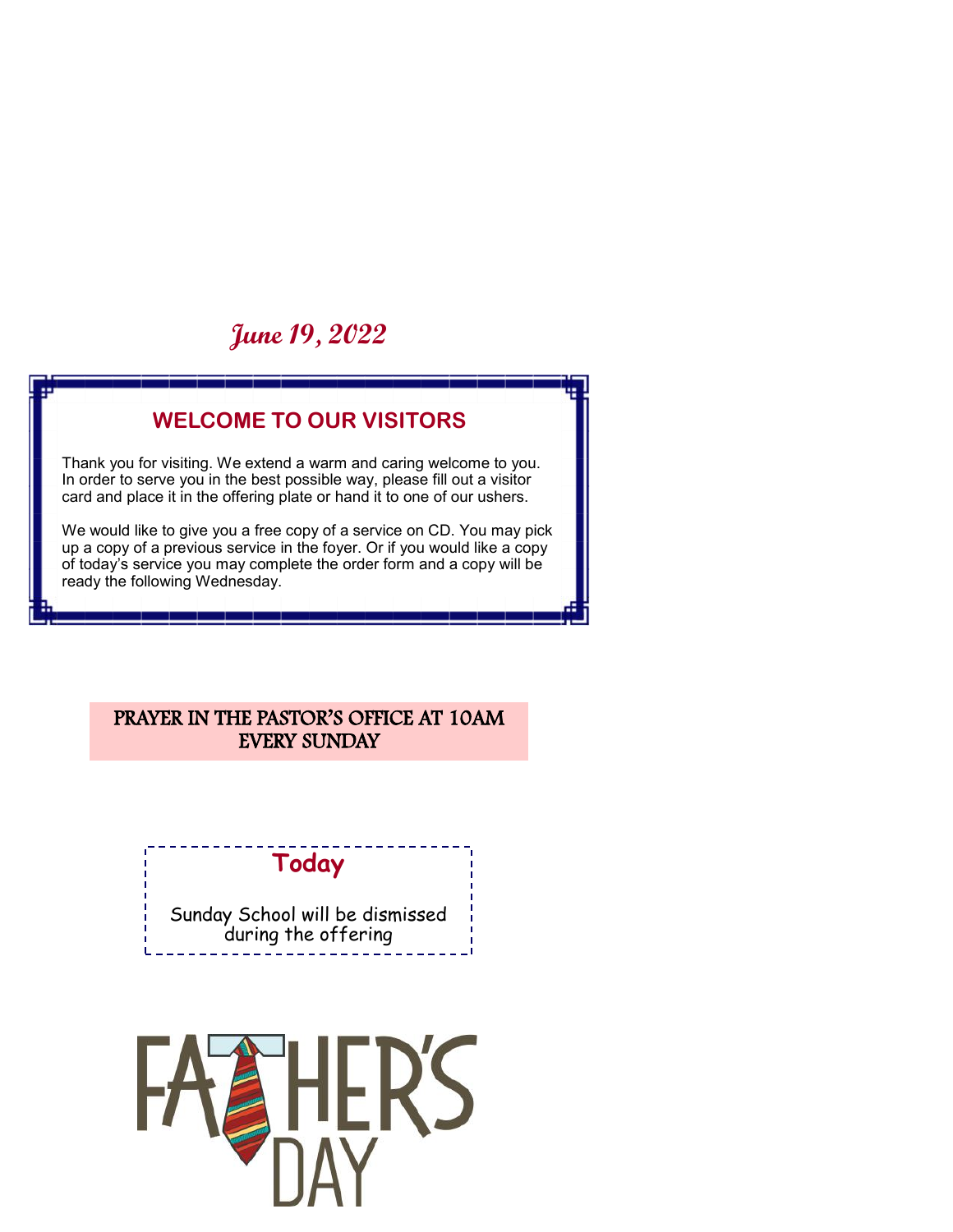*June 19, 2022*

## WELCOME TO OUR VISITORS

Thank you for visiting. We extend a warm and caring welcome to you. In order to serve you in the best possible way, please fill out a visitor card and place it in the offering plate or hand it to one of our ushers.

We would like to give you a free copy of a service on CD. You may pick up a copy of a previous service in the foyer. Or if you would like a copy of today's service you may complete the order form and a copy will be ready the following Wednesday.

**PRAYER IN THE PASTOR'S OFFICE AT 10AM EVERY SUNDAY**

### Today

Sunday School will be dismissed during the offering

FATHER'S DAY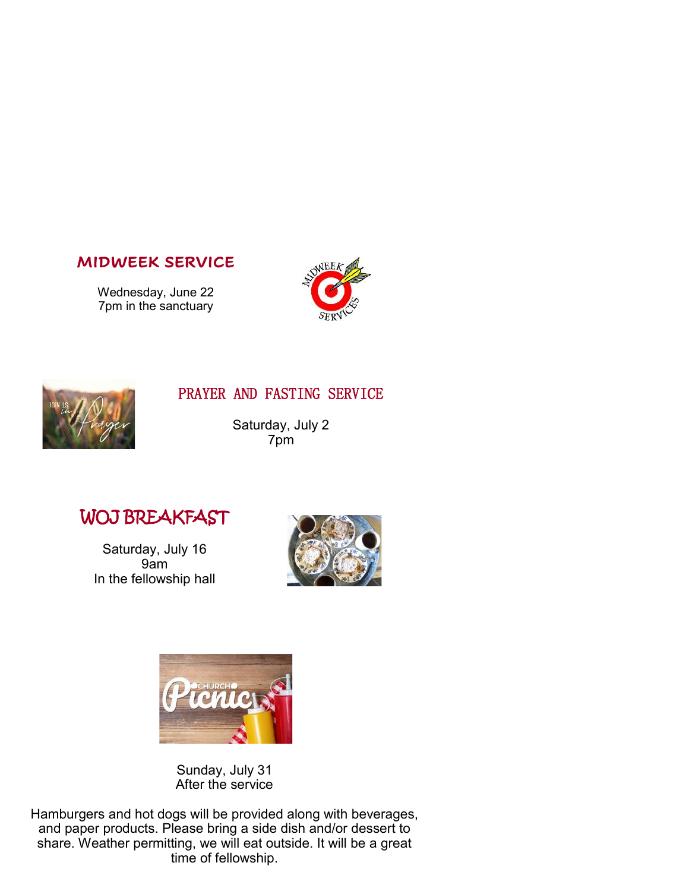## MIDWEEK SERVICE

Wednesday, June 22
7pm in the sanctuary

## PRAYER AND FASTING SERVICE

Saturday, July 2
7pm

## WOJ BREAKFAST

Saturday, July 16
9am
In the fellowship hall

Sunday, July 31
After the service

Hamburgers and hot dogs will be provided along with beverages, and paper products. Please bring a side dish and/or dessert to share. Weather permitting, we will eat outside. It will be a great time of fellowship.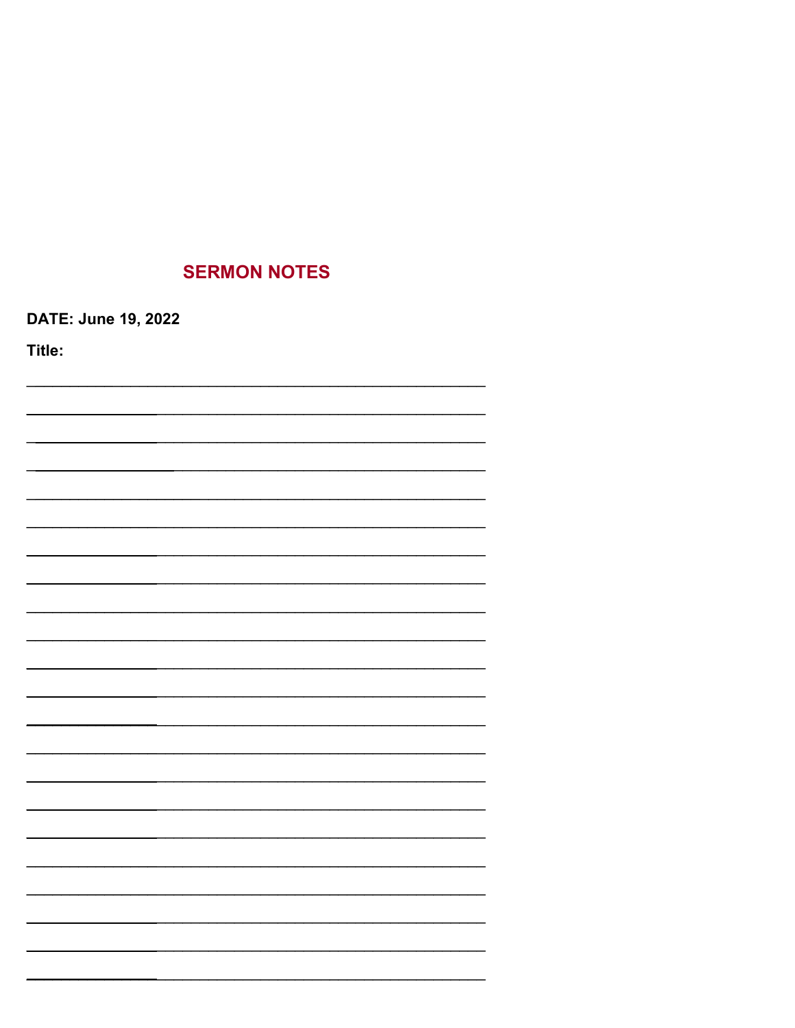## SERMON NOTES

**DATE: June 19, 2022**

**Title:**

______________________________________________________________

______________________________________________________________

______________________________________________________________

______________________________________________________________

______________________________________________________________

______________________________________________________________

______________________________________________________________

______________________________________________________________

______________________________________________________________

______________________________________________________________

______________________________________________________________

______________________________________________________________

______________________________________________________________

______________________________________________________________

______________________________________________________________

______________________________________________________________

______________________________________________________________

______________________________________________________________

______________________________________________________________

______________________________________________________________

______________________________________________________________

______________________________________________________________